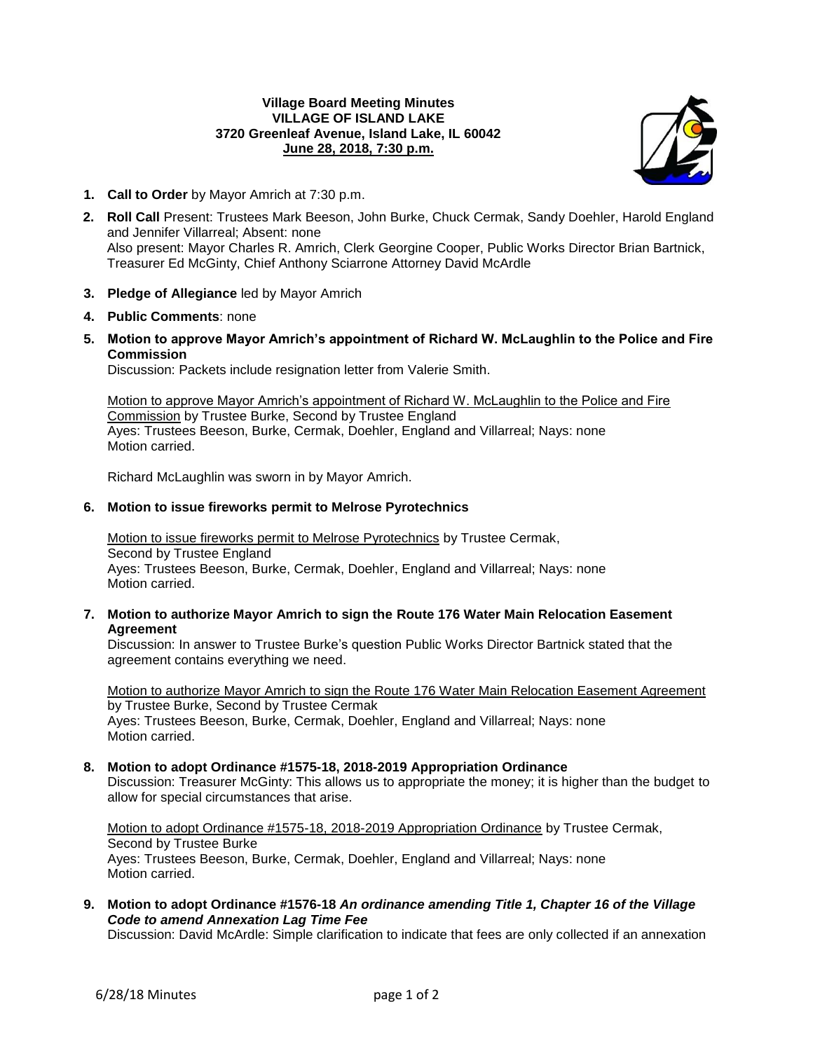**Village Board Meeting Minutes**
**VILLAGE OF ISLAND LAKE**
**3720 Greenleaf Avenue, Island Lake, IL 60042**
**June 28, 2018, 7:30 p.m.**

1. **Call to Order** by Mayor Amrich at 7:30 p.m.

2. **Roll Call** Present: Trustees Mark Beeson, John Burke, Chuck Cermak, Sandy Doehler, Harold England and Jennifer Villarreal; Absent: none
   Also present: Mayor Charles R. Amrich, Clerk Georgine Cooper, Public Works Director Brian Bartnick, Treasurer Ed McGinty, Chief Anthony Sciarrone Attorney David McArdle

3. **Pledge of Allegiance** led by Mayor Amrich

4. **Public Comments**: none

5. **Motion to approve Mayor Amrich's appointment of Richard W. McLaughlin to the Police and Fire Commission**
   Discussion: Packets include resignation letter from Valerie Smith.

   Motion to approve Mayor Amrich's appointment of Richard W. McLaughlin to the Police and Fire Commission by Trustee Burke, Second by Trustee England
   Ayes: Trustees Beeson, Burke, Cermak, Doehler, England and Villarreal; Nays: none
   Motion carried.

   Richard McLaughlin was sworn in by Mayor Amrich.

6. **Motion to issue fireworks permit to Melrose Pyrotechnics**

   Motion to issue fireworks permit to Melrose Pyrotechnics by Trustee Cermak,
   Second by Trustee England
   Ayes: Trustees Beeson, Burke, Cermak, Doehler, England and Villarreal; Nays: none
   Motion carried.

7. **Motion to authorize Mayor Amrich to sign the Route 176 Water Main Relocation Easement Agreement**
   Discussion: In answer to Trustee Burke's question Public Works Director Bartnick stated that the agreement contains everything we need.

   Motion to authorize Mayor Amrich to sign the Route 176 Water Main Relocation Easement Agreement by Trustee Burke, Second by Trustee Cermak
   Ayes: Trustees Beeson, Burke, Cermak, Doehler, England and Villarreal; Nays: none
   Motion carried.

8. **Motion to adopt Ordinance #1575-18, 2018-2019 Appropriation Ordinance**
   Discussion: Treasurer McGinty: This allows us to appropriate the money; it is higher than the budget to allow for special circumstances that arise.

   Motion to adopt Ordinance #1575-18, 2018-2019 Appropriation Ordinance by Trustee Cermak,
   Second by Trustee Burke
   Ayes: Trustees Beeson, Burke, Cermak, Doehler, England and Villarreal; Nays: none
   Motion carried.

9. **Motion to adopt Ordinance #1576-18** ***An ordinance amending Title 1, Chapter 16 of the Village Code to amend Annexation Lag Time Fee***
   Discussion: David McArdle: Simple clarification to indicate that fees are only collected if an annexation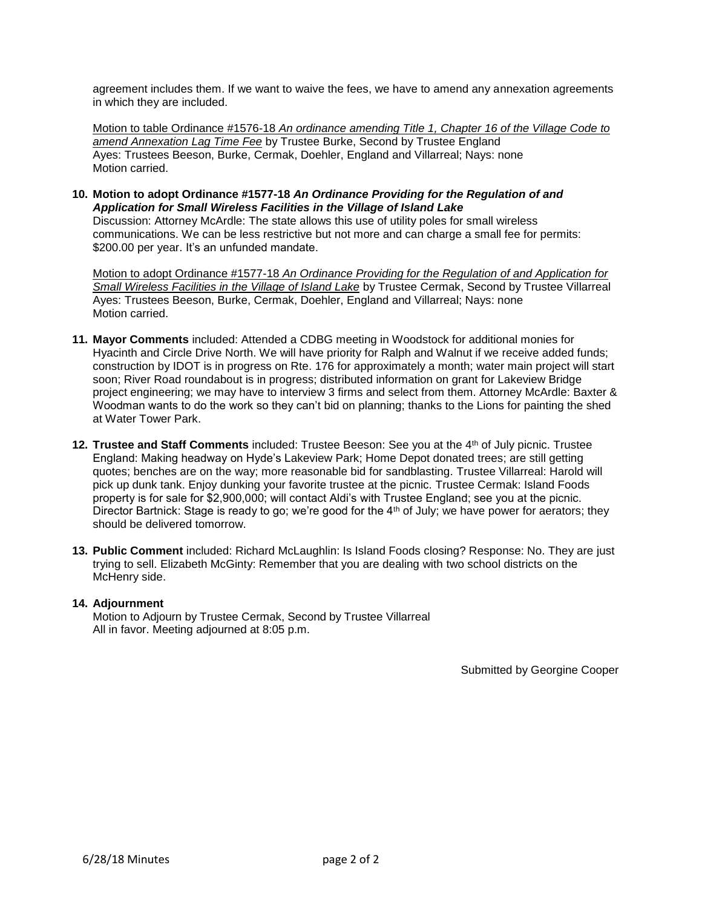agreement includes them. If we want to waive the fees, we have to amend any annexation agreements in which they are included.

Motion to table Ordinance #1576-18 *An ordinance amending Title 1, Chapter 16 of the Village Code to amend Annexation Lag Time Fee* by Trustee Burke, Second by Trustee England
Ayes: Trustees Beeson, Burke, Cermak, Doehler, England and Villarreal; Nays: none
Motion carried.

**10. Motion to adopt Ordinance #1577-18 *An Ordinance Providing for the Regulation of and Application for Small Wireless Facilities in the Village of Island Lake***

Discussion: Attorney McArdle: The state allows this use of utility poles for small wireless communications. We can be less restrictive but not more and can charge a small fee for permits: $200.00 per year. It's an unfunded mandate.

Motion to adopt Ordinance #1577-18 *An Ordinance Providing for the Regulation of and Application for Small Wireless Facilities in the Village of Island Lake* by Trustee Cermak, Second by Trustee Villarreal
Ayes: Trustees Beeson, Burke, Cermak, Doehler, England and Villarreal; Nays: none
Motion carried.

**11. Mayor Comments** included: Attended a CDBG meeting in Woodstock for additional monies for Hyacinth and Circle Drive North. We will have priority for Ralph and Walnut if we receive added funds; construction by IDOT is in progress on Rte. 176 for approximately a month; water main project will start soon; River Road roundabout is in progress; distributed information on grant for Lakeview Bridge project engineering; we may have to interview 3 firms and select from them. Attorney McArdle: Baxter & Woodman wants to do the work so they can't bid on planning; thanks to the Lions for painting the shed at Water Tower Park.

**12. Trustee and Staff Comments** included: Trustee Beeson: See you at the 4th of July picnic. Trustee England: Making headway on Hyde's Lakeview Park; Home Depot donated trees; are still getting quotes; benches are on the way; more reasonable bid for sandblasting. Trustee Villarreal: Harold will pick up dunk tank. Enjoy dunking your favorite trustee at the picnic. Trustee Cermak: Island Foods property is for sale for $2,900,000; will contact Aldi's with Trustee England; see you at the picnic. Director Bartnick: Stage is ready to go; we're good for the 4th of July; we have power for aerators; they should be delivered tomorrow.

**13. Public Comment** included: Richard McLaughlin: Is Island Foods closing? Response: No. They are just trying to sell. Elizabeth McGinty: Remember that you are dealing with two school districts on the McHenry side.

**14. Adjournment**

Motion to Adjourn by Trustee Cermak, Second by Trustee Villarreal
All in favor. Meeting adjourned at 8:05 p.m.

Submitted by Georgine Cooper

6/28/18 Minutes